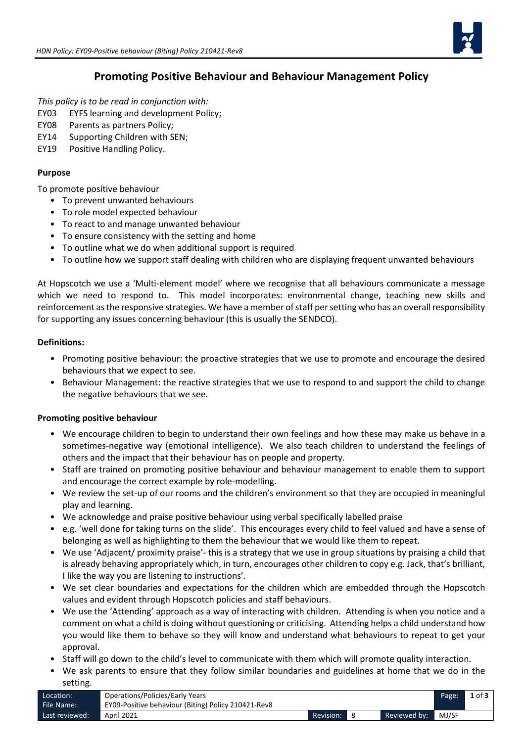// Transcription of page 1 of 3 (document 44f5645521be); running header and footer metadata omitted per rules.
# Promoting Positive Behaviour and Behaviour Management Policy

*This policy is to be read in conjunction with:*

EY03 EYFS learning and development Policy;
EY08 Parents as partners Policy;
EY14 Supporting Children with SEN;
EY19 Positive Handling Policy.

**Purpose**

To promote positive behaviour

- To prevent unwanted behaviours
- To role model expected behaviour
- To react to and manage unwanted behaviour
- To ensure consistency with the setting and home
- To outline what we do when additional support is required
- To outline how we support staff dealing with children who are displaying frequent unwanted behaviours

At Hopscotch we use a 'Multi-element model' where we recognise that all behaviours communicate a message which we need to respond to. This model incorporates: environmental change, teaching new skills and reinforcement as the responsive strategies. We have a member of staff per setting who has an overall responsibility for supporting any issues concerning behaviour (this is usually the SENDCO).

**Definitions:**

- Promoting positive behaviour: the proactive strategies that we use to promote and encourage the desired behaviours that we expect to see.
- Behaviour Management: the reactive strategies that we use to respond to and support the child to change the negative behaviours that we see.

**Promoting positive behaviour**

- We encourage children to begin to understand their own feelings and how these may make us behave in a sometimes-negative way (emotional intelligence). We also teach children to understand the feelings of others and the impact that their behaviour has on people and property.
- Staff are trained on promoting positive behaviour and behaviour management to enable them to support and encourage the correct example by role-modelling.
- We review the set-up of our rooms and the children's environment so that they are occupied in meaningful play and learning.
- We acknowledge and praise positive behaviour using verbal specifically labelled praise
- e.g. 'well done for taking turns on the slide'. This encourages every child to feel valued and have a sense of belonging as well as highlighting to them the behaviour that we would like them to repeat.
- We use 'Adjacent/ proximity praise'- this is a strategy that we use in group situations by praising a child that is already behaving appropriately which, in turn, encourages other children to copy e.g. Jack, that's brilliant, I like the way you are listening to instructions'.
- We set clear boundaries and expectations for the children which are embedded through the Hopscotch values and evident through Hopscotch policies and staff behaviours.
- We use the 'Attending' approach as a way of interacting with children. Attending is when you notice and a comment on what a child is doing without questioning or criticising. Attending helps a child understand how you would like them to behave so they will know and understand what behaviours to repeat to get your approval.
- Staff will go down to the child's level to communicate with them which will promote quality interaction.
- We ask parents to ensure that they follow similar boundaries and guidelines at home that we do in the setting.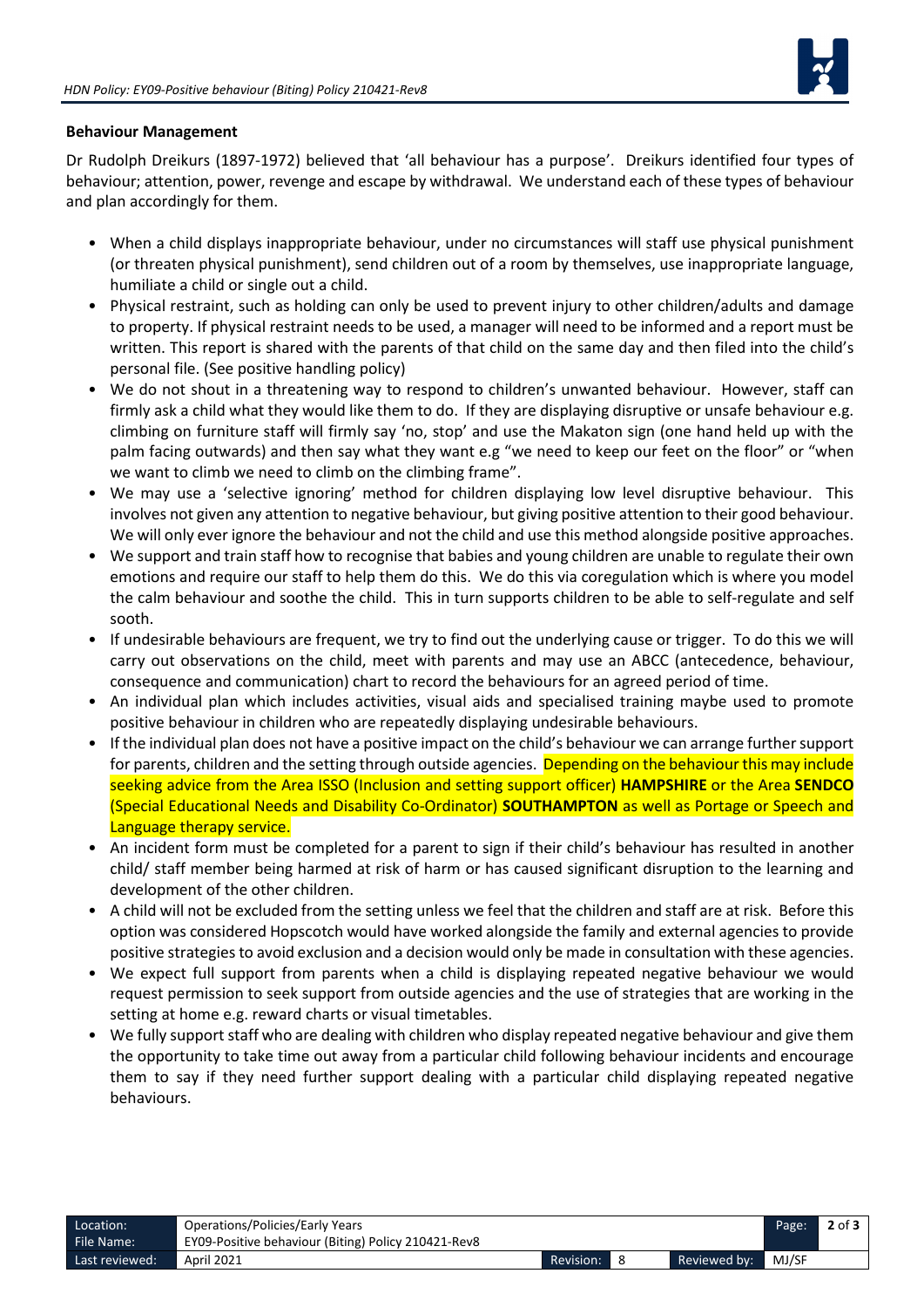**Behaviour Management**

Dr Rudolph Dreikurs (1897-1972) believed that 'all behaviour has a purpose'. Dreikurs identified four types of behaviour; attention, power, revenge and escape by withdrawal. We understand each of these types of behaviour and plan accordingly for them.

- When a child displays inappropriate behaviour, under no circumstances will staff use physical punishment (or threaten physical punishment), send children out of a room by themselves, use inappropriate language, humiliate a child or single out a child.
- Physical restraint, such as holding can only be used to prevent injury to other children/adults and damage to property. If physical restraint needs to be used, a manager will need to be informed and a report must be written. This report is shared with the parents of that child on the same day and then filed into the child's personal file. (See positive handling policy)
- We do not shout in a threatening way to respond to children's unwanted behaviour. However, staff can firmly ask a child what they would like them to do. If they are displaying disruptive or unsafe behaviour e.g. climbing on furniture staff will firmly say 'no, stop' and use the Makaton sign (one hand held up with the palm facing outwards) and then say what they want e.g "we need to keep our feet on the floor" or "when we want to climb we need to climb on the climbing frame".
- We may use a 'selective ignoring' method for children displaying low level disruptive behaviour. This involves not given any attention to negative behaviour, but giving positive attention to their good behaviour. We will only ever ignore the behaviour and not the child and use this method alongside positive approaches.
- We support and train staff how to recognise that babies and young children are unable to regulate their own emotions and require our staff to help them do this. We do this via coregulation which is where you model the calm behaviour and soothe the child. This in turn supports children to be able to self-regulate and self sooth.
- If undesirable behaviours are frequent, we try to find out the underlying cause or trigger. To do this we will carry out observations on the child, meet with parents and may use an ABCC (antecedence, behaviour, consequence and communication) chart to record the behaviours for an agreed period of time.
- An individual plan which includes activities, visual aids and specialised training maybe used to promote positive behaviour in children who are repeatedly displaying undesirable behaviours.
- If the individual plan does not have a positive impact on the child's behaviour we can arrange further support for parents, children and the setting through outside agencies. Depending on the behaviour this may include seeking advice from the Area ISSO (Inclusion and setting support officer) **HAMPSHIRE** or the Area **SENDCO** (Special Educational Needs and Disability Co-Ordinator) **SOUTHAMPTON** as well as Portage or Speech and Language therapy service.
- An incident form must be completed for a parent to sign if their child's behaviour has resulted in another child/ staff member being harmed at risk of harm or has caused significant disruption to the learning and development of the other children.
- A child will not be excluded from the setting unless we feel that the children and staff are at risk. Before this option was considered Hopscotch would have worked alongside the family and external agencies to provide positive strategies to avoid exclusion and a decision would only be made in consultation with these agencies.
- We expect full support from parents when a child is displaying repeated negative behaviour we would request permission to seek support from outside agencies and the use of strategies that are working in the setting at home e.g. reward charts or visual timetables.
- We fully support staff who are dealing with children who display repeated negative behaviour and give them the opportunity to take time out away from a particular child following behaviour incidents and encourage them to say if they need further support dealing with a particular child displaying repeated negative behaviours.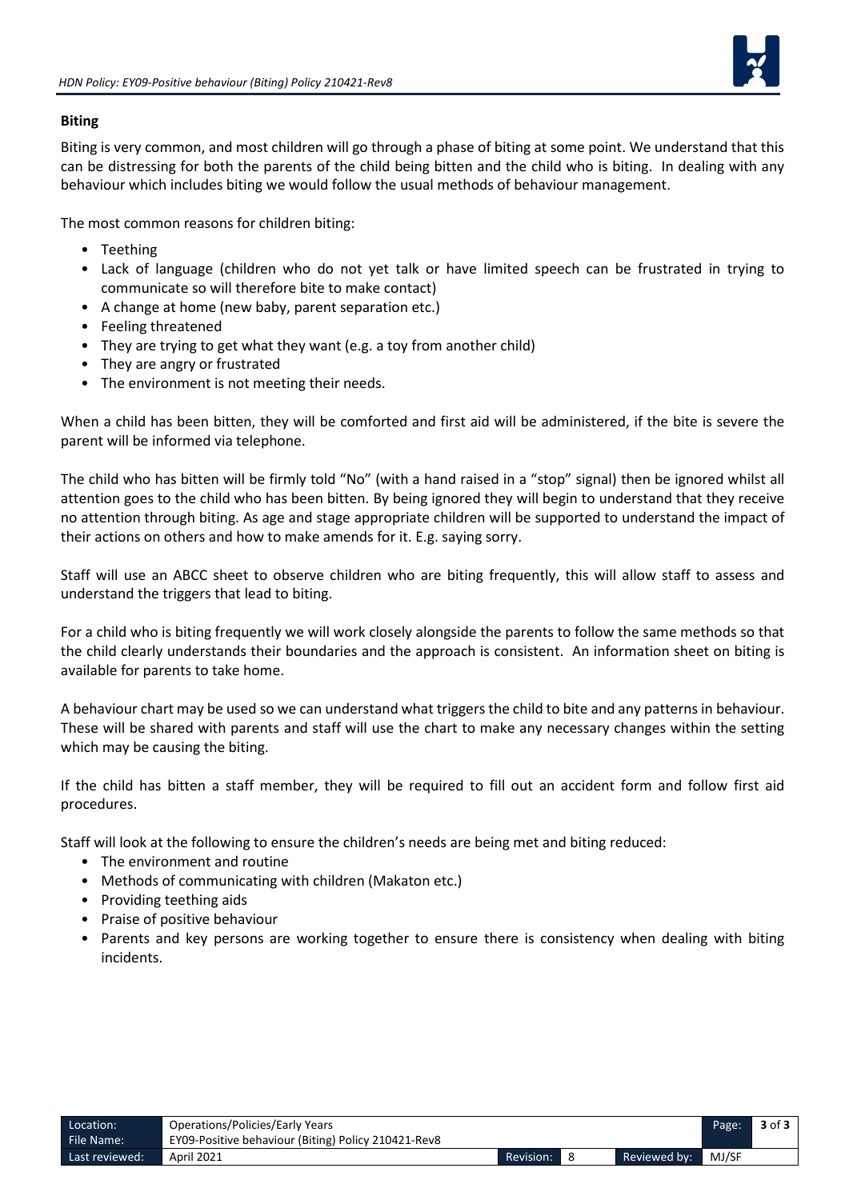**Biting**

Biting is very common, and most children will go through a phase of biting at some point. We understand that this can be distressing for both the parents of the child being bitten and the child who is biting. In dealing with any behaviour which includes biting we would follow the usual methods of behaviour management.

The most common reasons for children biting:

- Teething
- Lack of language (children who do not yet talk or have limited speech can be frustrated in trying to communicate so will therefore bite to make contact)
- A change at home (new baby, parent separation etc.)
- Feeling threatened
- They are trying to get what they want (e.g. a toy from another child)
- They are angry or frustrated
- The environment is not meeting their needs.

When a child has been bitten, they will be comforted and first aid will be administered, if the bite is severe the parent will be informed via telephone.

The child who has bitten will be firmly told "No" (with a hand raised in a "stop" signal) then be ignored whilst all attention goes to the child who has been bitten. By being ignored they will begin to understand that they receive no attention through biting. As age and stage appropriate children will be supported to understand the impact of their actions on others and how to make amends for it. E.g. saying sorry.

Staff will use an ABCC sheet to observe children who are biting frequently, this will allow staff to assess and understand the triggers that lead to biting.

For a child who is biting frequently we will work closely alongside the parents to follow the same methods so that the child clearly understands their boundaries and the approach is consistent. An information sheet on biting is available for parents to take home.

A behaviour chart may be used so we can understand what triggers the child to bite and any patterns in behaviour. These will be shared with parents and staff will use the chart to make any necessary changes within the setting which may be causing the biting.

If the child has bitten a staff member, they will be required to fill out an accident form and follow first aid procedures.

Staff will look at the following to ensure the children's needs are being met and biting reduced:

- The environment and routine
- Methods of communicating with children (Makaton etc.)
- Providing teething aids
- Praise of positive behaviour
- Parents and key persons are working together to ensure there is consistency when dealing with biting incidents.